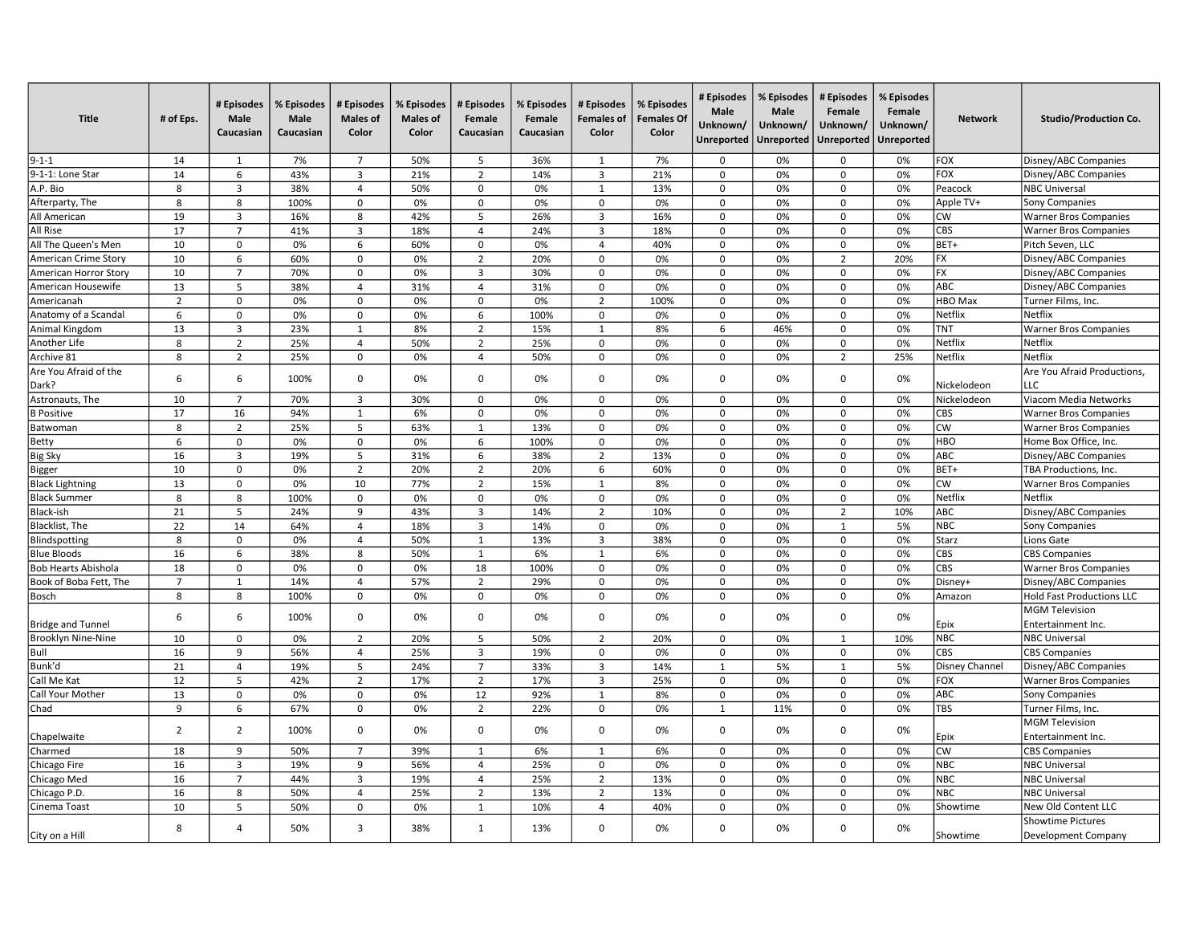| Title | # of Eps. | # Episodes Male Caucasian | % Episodes Male Caucasian | # Episodes Males of Color | % Episodes Males of Color | # Episodes Female Caucasian | % Episodes Female Caucasian | # Episodes Females of Color | % Episodes Females Of Color | # Episodes Male Unknown/ Unreported | % Episodes Male Unknown/ Unreported | # Episodes Female Unknown/ Unreported | % Episodes Female Unknown/ Unreported | Network | Studio/Production Co. |
|---|---|---|---|---|---|---|---|---|---|---|---|---|---|---|---|
| 9-1-1 | 14 | 1 | 7% | 7 | 50% | 5 | 36% | 1 | 7% | 0 | 0% | 0 | 0% | FOX | Disney/ABC Companies |
| 9-1-1: Lone Star | 14 | 6 | 43% | 3 | 21% | 2 | 14% | 3 | 21% | 0 | 0% | 0 | 0% | FOX | Disney/ABC Companies |
| A.P. Bio | 8 | 3 | 38% | 4 | 50% | 0 | 0% | 1 | 13% | 0 | 0% | 0 | 0% | Peacock | NBC Universal |
| Afterparty, The | 8 | 8 | 100% | 0 | 0% | 0 | 0% | 0 | 0% | 0 | 0% | 0 | 0% | Apple TV+ | Sony Companies |
| All American | 19 | 3 | 16% | 8 | 42% | 5 | 26% | 3 | 16% | 0 | 0% | 0 | 0% | CW | Warner Bros Companies |
| All Rise | 17 | 7 | 41% | 3 | 18% | 4 | 24% | 3 | 18% | 0 | 0% | 0 | 0% | CBS | Warner Bros Companies |
| All The Queen's Men | 10 | 0 | 0% | 6 | 60% | 0 | 0% | 4 | 40% | 0 | 0% | 0 | 0% | BET+ | Pitch Seven, LLC |
| American Crime Story | 10 | 6 | 60% | 0 | 0% | 2 | 20% | 0 | 0% | 0 | 0% | 2 | 20% | FX | Disney/ABC Companies |
| American Horror Story | 10 | 7 | 70% | 0 | 0% | 3 | 30% | 0 | 0% | 0 | 0% | 0 | 0% | FX | Disney/ABC Companies |
| American Housewife | 13 | 5 | 38% | 4 | 31% | 4 | 31% | 0 | 0% | 0 | 0% | 0 | 0% | ABC | Disney/ABC Companies |
| Americanah | 2 | 0 | 0% | 0 | 0% | 0 | 0% | 2 | 100% | 0 | 0% | 0 | 0% | HBO Max | Turner Films, Inc. |
| Anatomy of a Scandal | 6 | 0 | 0% | 0 | 0% | 6 | 100% | 0 | 0% | 0 | 0% | 0 | 0% | Netflix | Netflix |
| Animal Kingdom | 13 | 3 | 23% | 1 | 8% | 2 | 15% | 1 | 8% | 6 | 46% | 0 | 0% | TNT | Warner Bros Companies |
| Another Life | 8 | 2 | 25% | 4 | 50% | 2 | 25% | 0 | 0% | 0 | 0% | 0 | 0% | Netflix | Netflix |
| Archive 81 | 8 | 2 | 25% | 0 | 0% | 4 | 50% | 0 | 0% | 0 | 0% | 2 | 25% | Netflix | Netflix |
| Are You Afraid of the Dark? | 6 | 6 | 100% | 0 | 0% | 0 | 0% | 0 | 0% | 0 | 0% | 0 | 0% | Nickelodeon | Are You Afraid Productions, LLC |
| Astronauts, The | 10 | 7 | 70% | 3 | 30% | 0 | 0% | 0 | 0% | 0 | 0% | 0 | 0% | Nickelodeon | Viacom Media Networks |
| B Positive | 17 | 16 | 94% | 1 | 6% | 0 | 0% | 0 | 0% | 0 | 0% | 0 | 0% | CBS | Warner Bros Companies |
| Batwoman | 8 | 2 | 25% | 5 | 63% | 1 | 13% | 0 | 0% | 0 | 0% | 0 | 0% | CW | Warner Bros Companies |
| Betty | 6 | 0 | 0% | 0 | 0% | 6 | 100% | 0 | 0% | 0 | 0% | 0 | 0% | HBO | Home Box Office, Inc. |
| Big Sky | 16 | 3 | 19% | 5 | 31% | 6 | 38% | 2 | 13% | 0 | 0% | 0 | 0% | ABC | Disney/ABC Companies |
| Bigger | 10 | 0 | 0% | 2 | 20% | 2 | 20% | 6 | 60% | 0 | 0% | 0 | 0% | BET+ | TBA Productions, Inc. |
| Black Lightning | 13 | 0 | 0% | 10 | 77% | 2 | 15% | 1 | 8% | 0 | 0% | 0 | 0% | CW | Warner Bros Companies |
| Black Summer | 8 | 8 | 100% | 0 | 0% | 0 | 0% | 0 | 0% | 0 | 0% | 0 | 0% | Netflix | Netflix |
| Black-ish | 21 | 5 | 24% | 9 | 43% | 3 | 14% | 2 | 10% | 0 | 0% | 2 | 10% | ABC | Disney/ABC Companies |
| Blacklist, The | 22 | 14 | 64% | 4 | 18% | 3 | 14% | 0 | 0% | 0 | 0% | 1 | 5% | NBC | Sony Companies |
| Blindspotting | 8 | 0 | 0% | 4 | 50% | 1 | 13% | 3 | 38% | 0 | 0% | 0 | 0% | Starz | Lions Gate |
| Blue Bloods | 16 | 6 | 38% | 8 | 50% | 1 | 6% | 1 | 6% | 0 | 0% | 0 | 0% | CBS | CBS Companies |
| Bob Hearts Abishola | 18 | 0 | 0% | 0 | 0% | 18 | 100% | 0 | 0% | 0 | 0% | 0 | 0% | CBS | Warner Bros Companies |
| Book of Boba Fett, The | 7 | 1 | 14% | 4 | 57% | 2 | 29% | 0 | 0% | 0 | 0% | 0 | 0% | Disney+ | Disney/ABC Companies |
| Bosch | 8 | 8 | 100% | 0 | 0% | 0 | 0% | 0 | 0% | 0 | 0% | 0 | 0% | Amazon | Hold Fast Productions LLC |
| Bridge and Tunnel | 6 | 6 | 100% | 0 | 0% | 0 | 0% | 0 | 0% | 0 | 0% | 0 | 0% | Epix | MGM Television Entertainment Inc. |
| Brooklyn Nine-Nine | 10 | 0 | 0% | 2 | 20% | 5 | 50% | 2 | 20% | 0 | 0% | 1 | 10% | NBC | NBC Universal |
| Bull | 16 | 9 | 56% | 4 | 25% | 3 | 19% | 0 | 0% | 0 | 0% | 0 | 0% | CBS | CBS Companies |
| Bunk'd | 21 | 4 | 19% | 5 | 24% | 7 | 33% | 3 | 14% | 1 | 5% | 1 | 5% | Disney Channel | Disney/ABC Companies |
| Call Me Kat | 12 | 5 | 42% | 2 | 17% | 2 | 17% | 3 | 25% | 0 | 0% | 0 | 0% | FOX | Warner Bros Companies |
| Call Your Mother | 13 | 0 | 0% | 0 | 0% | 12 | 92% | 1 | 8% | 0 | 0% | 0 | 0% | ABC | Sony Companies |
| Chad | 9 | 6 | 67% | 0 | 0% | 2 | 22% | 0 | 0% | 1 | 11% | 0 | 0% | TBS | Turner Films, Inc. |
| Chapelwaite | 2 | 2 | 100% | 0 | 0% | 0 | 0% | 0 | 0% | 0 | 0% | 0 | 0% | Epix | MGM Television Entertainment Inc. |
| Charmed | 18 | 9 | 50% | 7 | 39% | 1 | 6% | 1 | 6% | 0 | 0% | 0 | 0% | CW | CBS Companies |
| Chicago Fire | 16 | 3 | 19% | 9 | 56% | 4 | 25% | 0 | 0% | 0 | 0% | 0 | 0% | NBC | NBC Universal |
| Chicago Med | 16 | 7 | 44% | 3 | 19% | 4 | 25% | 2 | 13% | 0 | 0% | 0 | 0% | NBC | NBC Universal |
| Chicago P.D. | 16 | 8 | 50% | 4 | 25% | 2 | 13% | 2 | 13% | 0 | 0% | 0 | 0% | NBC | NBC Universal |
| Cinema Toast | 10 | 5 | 50% | 0 | 0% | 1 | 10% | 4 | 40% | 0 | 0% | 0 | 0% | Showtime | New Old Content LLC |
| City on a Hill | 8 | 4 | 50% | 3 | 38% | 1 | 13% | 0 | 0% | 0 | 0% | 0 | 0% | Showtime | Showtime Pictures Development Company |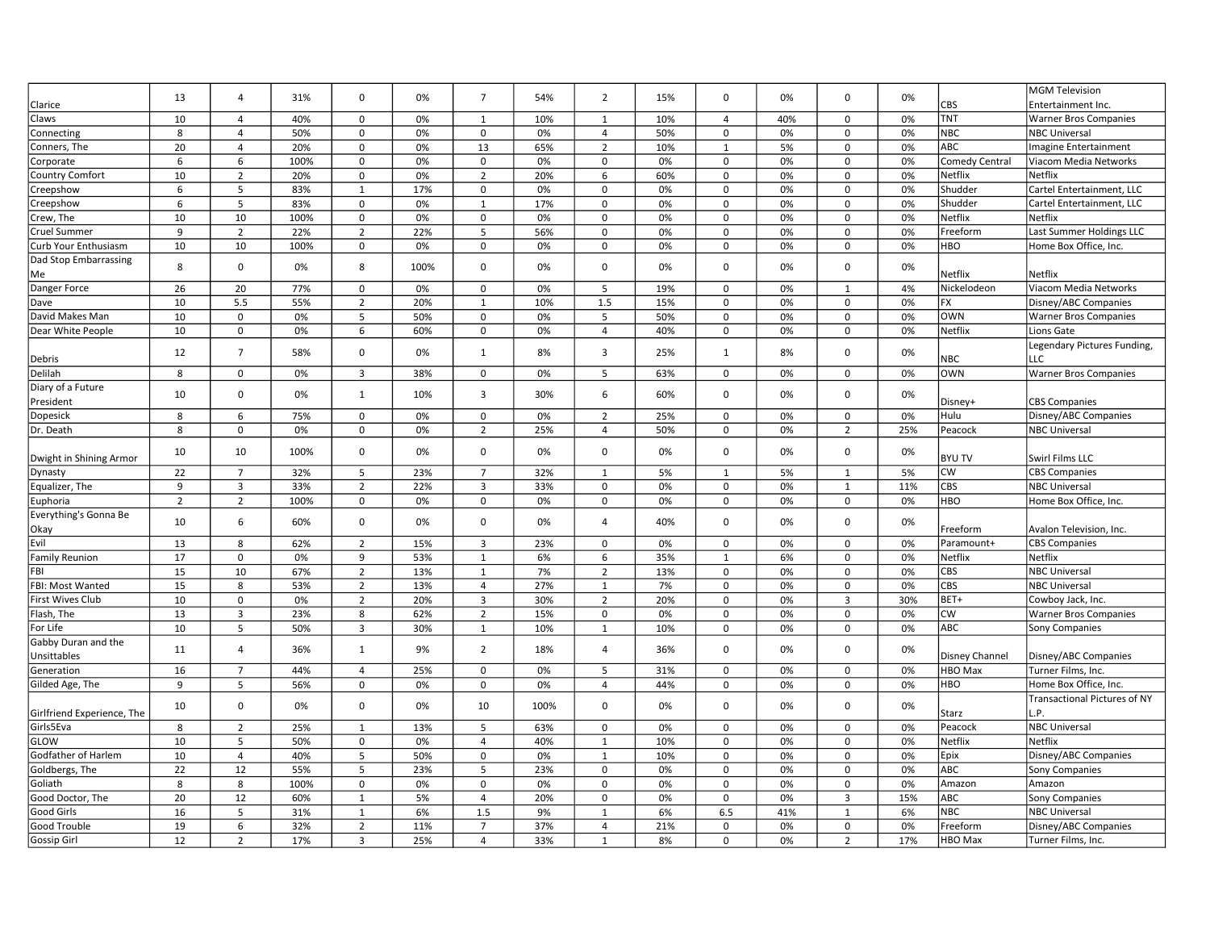| | | | | | | | | | | | | | | |
|---|---|---|---|---|---|---|---|---|---|---|---|---|---|---|
| Clarice | 13 | 4 | 31% | 0 | 0% | 7 | 54% | 2 | 15% | 0 | 0% | 0 | 0% | CBS | MGM Television Entertainment Inc. |
| Claws | 10 | 4 | 40% | 0 | 0% | 1 | 10% | 1 | 10% | 4 | 40% | 0 | 0% | TNT | Warner Bros Companies |
| Connecting | 8 | 4 | 50% | 0 | 0% | 0 | 0% | 4 | 50% | 0 | 0% | 0 | 0% | NBC | NBC Universal |
| Conners, The | 20 | 4 | 20% | 0 | 0% | 13 | 65% | 2 | 10% | 1 | 5% | 0 | 0% | ABC | Imagine Entertainment |
| Corporate | 6 | 6 | 100% | 0 | 0% | 0 | 0% | 0 | 0% | 0 | 0% | 0 | 0% | Comedy Central | Viacom Media Networks |
| Country Comfort | 10 | 2 | 20% | 0 | 0% | 2 | 20% | 6 | 60% | 0 | 0% | 0 | 0% | Netflix | Netflix |
| Creepshow | 6 | 5 | 83% | 1 | 17% | 0 | 0% | 0 | 0% | 0 | 0% | 0 | 0% | Shudder | Cartel Entertainment, LLC |
| Creepshow | 6 | 5 | 83% | 0 | 0% | 1 | 17% | 0 | 0% | 0 | 0% | 0 | 0% | Shudder | Cartel Entertainment, LLC |
| Crew, The | 10 | 10 | 100% | 0 | 0% | 0 | 0% | 0 | 0% | 0 | 0% | 0 | 0% | Netflix | Netflix |
| Cruel Summer | 9 | 2 | 22% | 2 | 22% | 5 | 56% | 0 | 0% | 0 | 0% | 0 | 0% | Freeform | Last Summer Holdings LLC |
| Curb Your Enthusiasm | 10 | 10 | 100% | 0 | 0% | 0 | 0% | 0 | 0% | 0 | 0% | 0 | 0% | HBO | Home Box Office, Inc. |
| Dad Stop Embarrassing Me | 8 | 0 | 0% | 8 | 100% | 0 | 0% | 0 | 0% | 0 | 0% | 0 | 0% | Netflix | Netflix |
| Danger Force | 26 | 20 | 77% | 0 | 0% | 0 | 0% | 5 | 19% | 0 | 0% | 1 | 4% | Nickelodeon | Viacom Media Networks |
| Dave | 10 | 5.5 | 55% | 2 | 20% | 1 | 10% | 1.5 | 15% | 0 | 0% | 0 | 0% | FX | Disney/ABC Companies |
| David Makes Man | 10 | 0 | 0% | 5 | 50% | 0 | 0% | 5 | 50% | 0 | 0% | 0 | 0% | OWN | Warner Bros Companies |
| Dear White People | 10 | 0 | 0% | 6 | 60% | 0 | 0% | 4 | 40% | 0 | 0% | 0 | 0% | Netflix | Lions Gate |
| Debris | 12 | 7 | 58% | 0 | 0% | 1 | 8% | 3 | 25% | 1 | 8% | 0 | 0% | NBC | Legendary Pictures Funding, LLC |
| Delilah | 8 | 0 | 0% | 3 | 38% | 0 | 0% | 5 | 63% | 0 | 0% | 0 | 0% | OWN | Warner Bros Companies |
| Diary of a Future President | 10 | 0 | 0% | 1 | 10% | 3 | 30% | 6 | 60% | 0 | 0% | 0 | 0% | Disney+ | CBS Companies |
| Dopesick | 8 | 6 | 75% | 0 | 0% | 0 | 0% | 2 | 25% | 0 | 0% | 0 | 0% | Hulu | Disney/ABC Companies |
| Dr. Death | 8 | 0 | 0% | 0 | 0% | 2 | 25% | 4 | 50% | 0 | 0% | 2 | 25% | Peacock | NBC Universal |
| Dwight in Shining Armor | 10 | 10 | 100% | 0 | 0% | 0 | 0% | 0 | 0% | 0 | 0% | 0 | 0% | BYU TV | Swirl Films LLC |
| Dynasty | 22 | 7 | 32% | 5 | 23% | 7 | 32% | 1 | 5% | 1 | 5% | 1 | 5% | CW | CBS Companies |
| Equalizer, The | 9 | 3 | 33% | 2 | 22% | 3 | 33% | 0 | 0% | 0 | 0% | 1 | 11% | CBS | NBC Universal |
| Euphoria | 2 | 2 | 100% | 0 | 0% | 0 | 0% | 0 | 0% | 0 | 0% | 0 | 0% | HBO | Home Box Office, Inc. |
| Everything's Gonna Be Okay | 10 | 6 | 60% | 0 | 0% | 0 | 0% | 4 | 40% | 0 | 0% | 0 | 0% | Freeform | Avalon Television, Inc. |
| Evil | 13 | 8 | 62% | 2 | 15% | 3 | 23% | 0 | 0% | 0 | 0% | 0 | 0% | Paramount+ | CBS Companies |
| Family Reunion | 17 | 0 | 0% | 9 | 53% | 1 | 6% | 6 | 35% | 1 | 6% | 0 | 0% | Netflix | Netflix |
| FBI | 15 | 10 | 67% | 2 | 13% | 1 | 7% | 2 | 13% | 0 | 0% | 0 | 0% | CBS | NBC Universal |
| FBI: Most Wanted | 15 | 8 | 53% | 2 | 13% | 4 | 27% | 1 | 7% | 0 | 0% | 0 | 0% | CBS | NBC Universal |
| First Wives Club | 10 | 0 | 0% | 2 | 20% | 3 | 30% | 2 | 20% | 0 | 0% | 3 | 30% | BET+ | Cowboy Jack, Inc. |
| Flash, The | 13 | 3 | 23% | 8 | 62% | 2 | 15% | 0 | 0% | 0 | 0% | 0 | 0% | CW | Warner Bros Companies |
| For Life | 10 | 5 | 50% | 3 | 30% | 1 | 10% | 1 | 10% | 0 | 0% | 0 | 0% | ABC | Sony Companies |
| Gabby Duran and the Unsittables | 11 | 4 | 36% | 1 | 9% | 2 | 18% | 4 | 36% | 0 | 0% | 0 | 0% | Disney Channel | Disney/ABC Companies |
| Generation | 16 | 7 | 44% | 4 | 25% | 0 | 0% | 5 | 31% | 0 | 0% | 0 | 0% | HBO Max | Turner Films, Inc. |
| Gilded Age, The | 9 | 5 | 56% | 0 | 0% | 0 | 0% | 4 | 44% | 0 | 0% | 0 | 0% | HBO | Home Box Office, Inc. |
| Girlfriend Experience, The | 10 | 0 | 0% | 0 | 0% | 10 | 100% | 0 | 0% | 0 | 0% | 0 | 0% | Starz | Transactional Pictures of NY L.P. |
| Girls5Eva | 8 | 2 | 25% | 1 | 13% | 5 | 63% | 0 | 0% | 0 | 0% | 0 | 0% | Peacock | NBC Universal |
| GLOW | 10 | 5 | 50% | 0 | 0% | 4 | 40% | 1 | 10% | 0 | 0% | 0 | 0% | Netflix | Netflix |
| Godfather of Harlem | 10 | 4 | 40% | 5 | 50% | 0 | 0% | 1 | 10% | 0 | 0% | 0 | 0% | Epix | Disney/ABC Companies |
| Goldbergs, The | 22 | 12 | 55% | 5 | 23% | 5 | 23% | 0 | 0% | 0 | 0% | 0 | 0% | ABC | Sony Companies |
| Goliath | 8 | 8 | 100% | 0 | 0% | 0 | 0% | 0 | 0% | 0 | 0% | 0 | 0% | Amazon | Amazon |
| Good Doctor, The | 20 | 12 | 60% | 1 | 5% | 4 | 20% | 0 | 0% | 0 | 0% | 3 | 15% | ABC | Sony Companies |
| Good Girls | 16 | 5 | 31% | 1 | 6% | 1.5 | 9% | 1 | 6% | 6.5 | 41% | 1 | 6% | NBC | NBC Universal |
| Good Trouble | 19 | 6 | 32% | 2 | 11% | 7 | 37% | 4 | 21% | 0 | 0% | 0 | 0% | Freeform | Disney/ABC Companies |
| Gossip Girl | 12 | 2 | 17% | 3 | 25% | 4 | 33% | 1 | 8% | 0 | 0% | 2 | 17% | HBO Max | Turner Films, Inc. |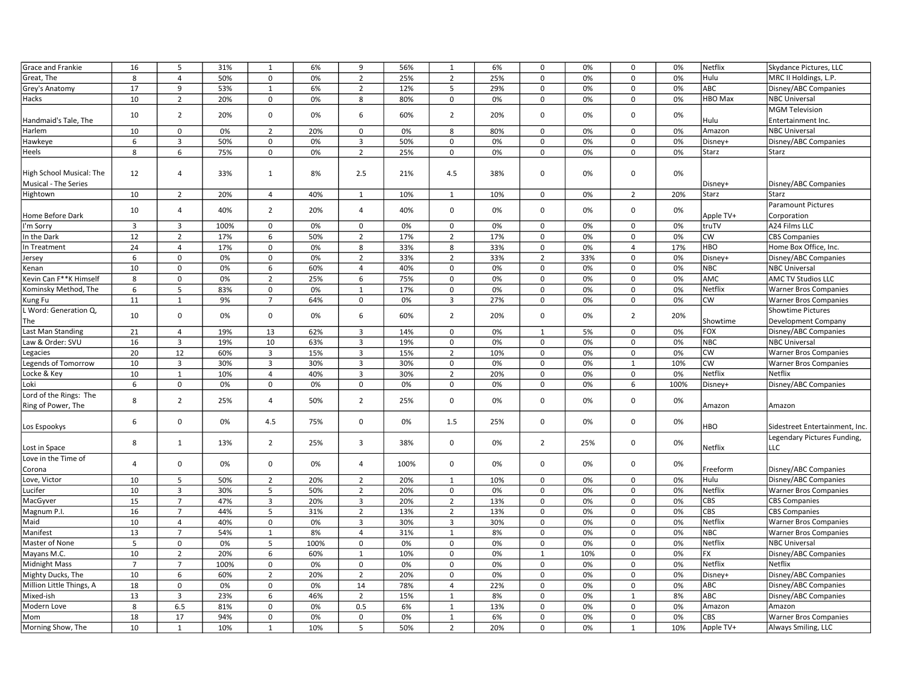| | | | | | | | | | | | | | | |
|---|---|---|---|---|---|---|---|---|---|---|---|---|---|---|
| Grace and Frankie | 16 | 5 | 31% | 1 | 6% | 9 | 56% | 1 | 6% | 0 | 0% | 0 | 0% | Netflix | Skydance Pictures, LLC |
| Great, The | 8 | 4 | 50% | 0 | 0% | 2 | 25% | 2 | 25% | 0 | 0% | 0 | 0% | Hulu | MRC II Holdings, L.P. |
| Grey's Anatomy | 17 | 9 | 53% | 1 | 6% | 2 | 12% | 5 | 29% | 0 | 0% | 0 | 0% | ABC | Disney/ABC Companies |
| Hacks | 10 | 2 | 20% | 0 | 0% | 8 | 80% | 0 | 0% | 0 | 0% | 0 | 0% | HBO Max | NBC Universal |
| Handmaid's Tale, The | 10 | 2 | 20% | 0 | 0% | 6 | 60% | 2 | 20% | 0 | 0% | 0 | 0% | Hulu | MGM Television Entertainment Inc. |
| Harlem | 10 | 0 | 0% | 2 | 20% | 0 | 0% | 8 | 80% | 0 | 0% | 0 | 0% | Amazon | NBC Universal |
| Hawkeye | 6 | 3 | 50% | 0 | 0% | 3 | 50% | 0 | 0% | 0 | 0% | 0 | 0% | Disney+ | Disney/ABC Companies |
| Heels | 8 | 6 | 75% | 0 | 0% | 2 | 25% | 0 | 0% | 0 | 0% | 0 | 0% | Starz | Starz |
| High School Musical: The Musical - The Series | 12 | 4 | 33% | 1 | 8% | 2.5 | 21% | 4.5 | 38% | 0 | 0% | 0 | 0% | Disney+ | Disney/ABC Companies |
| Hightown | 10 | 2 | 20% | 4 | 40% | 1 | 10% | 1 | 10% | 0 | 0% | 2 | 20% | Starz | Starz |
| Home Before Dark | 10 | 4 | 40% | 2 | 20% | 4 | 40% | 0 | 0% | 0 | 0% | 0 | 0% | Apple TV+ | Paramount Pictures Corporation |
| I'm Sorry | 3 | 3 | 100% | 0 | 0% | 0 | 0% | 0 | 0% | 0 | 0% | 0 | 0% | truTV | A24 Films LLC |
| In the Dark | 12 | 2 | 17% | 6 | 50% | 2 | 17% | 2 | 17% | 0 | 0% | 0 | 0% | CW | CBS Companies |
| In Treatment | 24 | 4 | 17% | 0 | 0% | 8 | 33% | 8 | 33% | 0 | 0% | 4 | 17% | HBO | Home Box Office, Inc. |
| Jersey | 6 | 0 | 0% | 0 | 0% | 2 | 33% | 2 | 33% | 2 | 33% | 0 | 0% | Disney+ | Disney/ABC Companies |
| Kenan | 10 | 0 | 0% | 6 | 60% | 4 | 40% | 0 | 0% | 0 | 0% | 0 | 0% | NBC | NBC Universal |
| Kevin Can F**K Himself | 8 | 0 | 0% | 2 | 25% | 6 | 75% | 0 | 0% | 0 | 0% | 0 | 0% | AMC | AMC TV Studios LLC |
| Kominsky Method, The | 6 | 5 | 83% | 0 | 0% | 1 | 17% | 0 | 0% | 0 | 0% | 0 | 0% | Netflix | Warner Bros Companies |
| Kung Fu | 11 | 1 | 9% | 7 | 64% | 0 | 0% | 3 | 27% | 0 | 0% | 0 | 0% | CW | Warner Bros Companies |
| L Word: Generation Q, The | 10 | 0 | 0% | 0 | 0% | 6 | 60% | 2 | 20% | 0 | 0% | 2 | 20% | Showtime | Showtime Pictures Development Company |
| Last Man Standing | 21 | 4 | 19% | 13 | 62% | 3 | 14% | 0 | 0% | 1 | 5% | 0 | 0% | FOX | Disney/ABC Companies |
| Law & Order: SVU | 16 | 3 | 19% | 10 | 63% | 3 | 19% | 0 | 0% | 0 | 0% | 0 | 0% | NBC | NBC Universal |
| Legacies | 20 | 12 | 60% | 3 | 15% | 3 | 15% | 2 | 10% | 0 | 0% | 0 | 0% | CW | Warner Bros Companies |
| Legends of Tomorrow | 10 | 3 | 30% | 3 | 30% | 3 | 30% | 0 | 0% | 0 | 0% | 1 | 10% | CW | Warner Bros Companies |
| Locke & Key | 10 | 1 | 10% | 4 | 40% | 3 | 30% | 2 | 20% | 0 | 0% | 0 | 0% | Netflix | Netflix |
| Loki | 6 | 0 | 0% | 0 | 0% | 0 | 0% | 0 | 0% | 0 | 0% | 6 | 100% | Disney+ | Disney/ABC Companies |
| Lord of the Rings: The Ring of Power, The | 8 | 2 | 25% | 4 | 50% | 2 | 25% | 0 | 0% | 0 | 0% | 0 | 0% | Amazon | Amazon |
| Los Espookys | 6 | 0 | 0% | 4.5 | 75% | 0 | 0% | 1.5 | 25% | 0 | 0% | 0 | 0% | HBO | Sidestreet Entertainment, Inc. |
| Lost in Space | 8 | 1 | 13% | 2 | 25% | 3 | 38% | 0 | 0% | 2 | 25% | 0 | 0% | Netflix | Legendary Pictures Funding, LLC |
| Love in the Time of Corona | 4 | 0 | 0% | 0 | 0% | 4 | 100% | 0 | 0% | 0 | 0% | 0 | 0% | Freeform | Disney/ABC Companies |
| Love, Victor | 10 | 5 | 50% | 2 | 20% | 2 | 20% | 1 | 10% | 0 | 0% | 0 | 0% | Hulu | Disney/ABC Companies |
| Lucifer | 10 | 3 | 30% | 5 | 50% | 2 | 20% | 0 | 0% | 0 | 0% | 0 | 0% | Netflix | Warner Bros Companies |
| MacGyver | 15 | 7 | 47% | 3 | 20% | 3 | 20% | 2 | 13% | 0 | 0% | 0 | 0% | CBS | CBS Companies |
| Magnum P.I. | 16 | 7 | 44% | 5 | 31% | 2 | 13% | 2 | 13% | 0 | 0% | 0 | 0% | CBS | CBS Companies |
| Maid | 10 | 4 | 40% | 0 | 0% | 3 | 30% | 3 | 30% | 0 | 0% | 0 | 0% | Netflix | Warner Bros Companies |
| Manifest | 13 | 7 | 54% | 1 | 8% | 4 | 31% | 1 | 8% | 0 | 0% | 0 | 0% | NBC | Warner Bros Companies |
| Master of None | 5 | 0 | 0% | 5 | 100% | 0 | 0% | 0 | 0% | 0 | 0% | 0 | 0% | Netflix | NBC Universal |
| Mayans M.C. | 10 | 2 | 20% | 6 | 60% | 1 | 10% | 0 | 0% | 1 | 10% | 0 | 0% | FX | Disney/ABC Companies |
| Midnight Mass | 7 | 7 | 100% | 0 | 0% | 0 | 0% | 0 | 0% | 0 | 0% | 0 | 0% | Netflix | Netflix |
| Mighty Ducks, The | 10 | 6 | 60% | 2 | 20% | 2 | 20% | 0 | 0% | 0 | 0% | 0 | 0% | Disney+ | Disney/ABC Companies |
| Million Little Things, A | 18 | 0 | 0% | 0 | 0% | 14 | 78% | 4 | 22% | 0 | 0% | 0 | 0% | ABC | Disney/ABC Companies |
| Mixed-ish | 13 | 3 | 23% | 6 | 46% | 2 | 15% | 1 | 8% | 0 | 0% | 1 | 8% | ABC | Disney/ABC Companies |
| Modern Love | 8 | 6.5 | 81% | 0 | 0% | 0.5 | 6% | 1 | 13% | 0 | 0% | 0 | 0% | Amazon | Amazon |
| Mom | 18 | 17 | 94% | 0 | 0% | 0 | 0% | 1 | 6% | 0 | 0% | 0 | 0% | CBS | Warner Bros Companies |
| Morning Show, The | 10 | 1 | 10% | 1 | 10% | 5 | 50% | 2 | 20% | 0 | 0% | 1 | 10% | Apple TV+ | Always Smiling, LLC |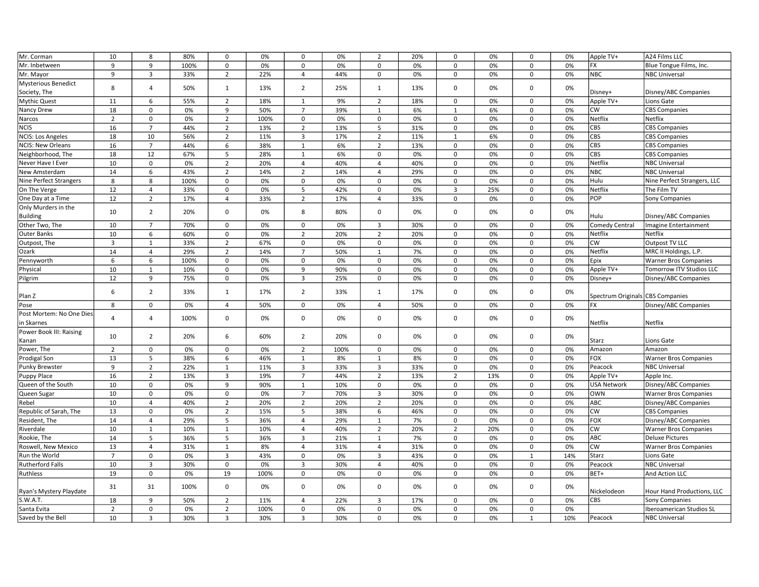| | | | | | | | | | | | | | | |
|---|---|---|---|---|---|---|---|---|---|---|---|---|---|---|
| Mr. Corman | 10 | 8 | 80% | 0 | 0% | 0 | 0% | 2 | 20% | 0 | 0% | 0 | 0% | Apple TV+ | A24 Films LLC |
| Mr. Inbetween | 9 | 9 | 100% | 0 | 0% | 0 | 0% | 0 | 0% | 0 | 0% | 0 | 0% | FX | Blue Tongue Films, Inc. |
| Mr. Mayor | 9 | 3 | 33% | 2 | 22% | 4 | 44% | 0 | 0% | 0 | 0% | 0 | 0% | NBC | NBC Universal |
| Mysterious Benedict Society, The | 8 | 4 | 50% | 1 | 13% | 2 | 25% | 1 | 13% | 0 | 0% | 0 | 0% | Disney+ | Disney/ABC Companies |
| Mythic Quest | 11 | 6 | 55% | 2 | 18% | 1 | 9% | 2 | 18% | 0 | 0% | 0 | 0% | Apple TV+ | Lions Gate |
| Nancy Drew | 18 | 0 | 0% | 9 | 50% | 7 | 39% | 1 | 6% | 1 | 6% | 0 | 0% | CW | CBS Companies |
| Narcos | 2 | 0 | 0% | 2 | 100% | 0 | 0% | 0 | 0% | 0 | 0% | 0 | 0% | Netflix | Netflix |
| NCIS | 16 | 7 | 44% | 2 | 13% | 2 | 13% | 5 | 31% | 0 | 0% | 0 | 0% | CBS | CBS Companies |
| NCIS: Los Angeles | 18 | 10 | 56% | 2 | 11% | 3 | 17% | 2 | 11% | 1 | 6% | 0 | 0% | CBS | CBS Companies |
| NCIS: New Orleans | 16 | 7 | 44% | 6 | 38% | 1 | 6% | 2 | 13% | 0 | 0% | 0 | 0% | CBS | CBS Companies |
| Neighborhood, The | 18 | 12 | 67% | 5 | 28% | 1 | 6% | 0 | 0% | 0 | 0% | 0 | 0% | CBS | CBS Companies |
| Never Have I Ever | 10 | 0 | 0% | 2 | 20% | 4 | 40% | 4 | 40% | 0 | 0% | 0 | 0% | Netflix | NBC Universal |
| New Amsterdam | 14 | 6 | 43% | 2 | 14% | 2 | 14% | 4 | 29% | 0 | 0% | 0 | 0% | NBC | NBC Universal |
| Nine Perfect Strangers | 8 | 8 | 100% | 0 | 0% | 0 | 0% | 0 | 0% | 0 | 0% | 0 | 0% | Hulu | Nine Perfect Strangers, LLC |
| On The Verge | 12 | 4 | 33% | 0 | 0% | 5 | 42% | 0 | 0% | 3 | 25% | 0 | 0% | Netflix | The Film TV |
| One Day at a Time | 12 | 2 | 17% | 4 | 33% | 2 | 17% | 4 | 33% | 0 | 0% | 0 | 0% | POP | Sony Companies |
| Only Murders in the Building | 10 | 2 | 20% | 0 | 0% | 8 | 80% | 0 | 0% | 0 | 0% | 0 | 0% | Hulu | Disney/ABC Companies |
| Other Two, The | 10 | 7 | 70% | 0 | 0% | 0 | 0% | 3 | 30% | 0 | 0% | 0 | 0% | Comedy Central | Imagine Entertainment |
| Outer Banks | 10 | 6 | 60% | 0 | 0% | 2 | 20% | 2 | 20% | 0 | 0% | 0 | 0% | Netflix | Netflix |
| Outpost, The | 3 | 1 | 33% | 2 | 67% | 0 | 0% | 0 | 0% | 0 | 0% | 0 | 0% | CW | Outpost TV LLC |
| Ozark | 14 | 4 | 29% | 2 | 14% | 7 | 50% | 1 | 7% | 0 | 0% | 0 | 0% | Netflix | MRC II Holdings, L.P. |
| Pennyworth | 6 | 6 | 100% | 0 | 0% | 0 | 0% | 0 | 0% | 0 | 0% | 0 | 0% | Epix | Warner Bros Companies |
| Physical | 10 | 1 | 10% | 0 | 0% | 9 | 90% | 0 | 0% | 0 | 0% | 0 | 0% | Apple TV+ | Tomorrow ITV Studios LLC |
| Pilgrim | 12 | 9 | 75% | 0 | 0% | 3 | 25% | 0 | 0% | 0 | 0% | 0 | 0% | Disney+ | Disney/ABC Companies |
| Plan Z | 6 | 2 | 33% | 1 | 17% | 2 | 33% | 1 | 17% | 0 | 0% | 0 | 0% | Spectrum Originals | CBS Companies |
| Pose | 8 | 0 | 0% | 4 | 50% | 0 | 0% | 4 | 50% | 0 | 0% | 0 | 0% | FX | Disney/ABC Companies |
| Post Mortem: No One Dies in Skarnes | 4 | 4 | 100% | 0 | 0% | 0 | 0% | 0 | 0% | 0 | 0% | 0 | 0% | Netflix | Netflix |
| Power Book III: Raising Kanan | 10 | 2 | 20% | 6 | 60% | 2 | 20% | 0 | 0% | 0 | 0% | 0 | 0% | Starz | Lions Gate |
| Power, The | 2 | 0 | 0% | 0 | 0% | 2 | 100% | 0 | 0% | 0 | 0% | 0 | 0% | Amazon | Amazon |
| Prodigal Son | 13 | 5 | 38% | 6 | 46% | 1 | 8% | 1 | 8% | 0 | 0% | 0 | 0% | FOX | Warner Bros Companies |
| Punky Brewster | 9 | 2 | 22% | 1 | 11% | 3 | 33% | 3 | 33% | 0 | 0% | 0 | 0% | Peacock | NBC Universal |
| Puppy Place | 16 | 2 | 13% | 3 | 19% | 7 | 44% | 2 | 13% | 2 | 13% | 0 | 0% | Apple TV+ | Apple Inc. |
| Queen of the South | 10 | 0 | 0% | 9 | 90% | 1 | 10% | 0 | 0% | 0 | 0% | 0 | 0% | USA Network | Disney/ABC Companies |
| Queen Sugar | 10 | 0 | 0% | 0 | 0% | 7 | 70% | 3 | 30% | 0 | 0% | 0 | 0% | OWN | Warner Bros Companies |
| Rebel | 10 | 4 | 40% | 2 | 20% | 2 | 20% | 2 | 20% | 0 | 0% | 0 | 0% | ABC | Disney/ABC Companies |
| Republic of Sarah, The | 13 | 0 | 0% | 2 | 15% | 5 | 38% | 6 | 46% | 0 | 0% | 0 | 0% | CW | CBS Companies |
| Resident, The | 14 | 4 | 29% | 5 | 36% | 4 | 29% | 1 | 7% | 0 | 0% | 0 | 0% | FOX | Disney/ABC Companies |
| Riverdale | 10 | 1 | 10% | 1 | 10% | 4 | 40% | 2 | 20% | 2 | 20% | 0 | 0% | CW | Warner Bros Companies |
| Rookie, The | 14 | 5 | 36% | 5 | 36% | 3 | 21% | 1 | 7% | 0 | 0% | 0 | 0% | ABC | Deluxe Pictures |
| Roswell, New Mexico | 13 | 4 | 31% | 1 | 8% | 4 | 31% | 4 | 31% | 0 | 0% | 0 | 0% | CW | Warner Bros Companies |
| Run the World | 7 | 0 | 0% | 3 | 43% | 0 | 0% | 3 | 43% | 0 | 0% | 1 | 14% | Starz | Lions Gate |
| Rutherford Falls | 10 | 3 | 30% | 0 | 0% | 3 | 30% | 4 | 40% | 0 | 0% | 0 | 0% | Peacock | NBC Universal |
| Ruthless | 19 | 0 | 0% | 19 | 100% | 0 | 0% | 0 | 0% | 0 | 0% | 0 | 0% | BET+ | And Action LLC |
| Ryan's Mystery Playdate | 31 | 31 | 100% | 0 | 0% | 0 | 0% | 0 | 0% | 0 | 0% | 0 | 0% | Nickelodeon | Hour Hand Productions, LLC |
| S.W.A.T. | 18 | 9 | 50% | 2 | 11% | 4 | 22% | 3 | 17% | 0 | 0% | 0 | 0% | CBS | Sony Companies |
| Santa Evita | 2 | 0 | 0% | 2 | 100% | 0 | 0% | 0 | 0% | 0 | 0% | 0 | 0% | | Iberoamerican Studios SL |
| Saved by the Bell | 10 | 3 | 30% | 3 | 30% | 3 | 30% | 0 | 0% | 0 | 0% | 1 | 10% | Peacock | NBC Universal |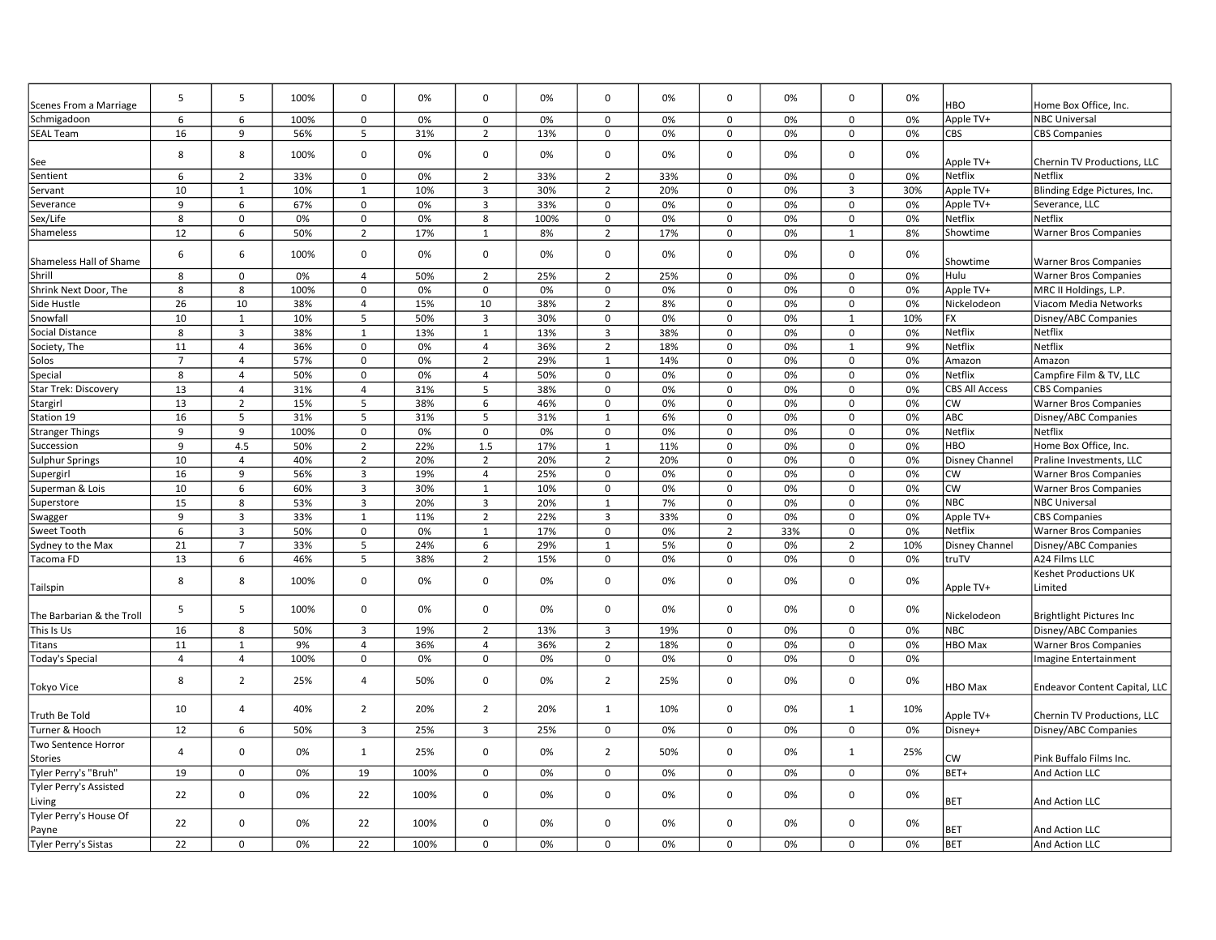| | | | | | | | | | | | | | | |
|---|---|---|---|---|---|---|---|---|---|---|---|---|---|---|
| Scenes From a Marriage | 5 | 5 | 100% | 0 | 0% | 0 | 0% | 0 | 0% | 0 | 0% | 0 | 0% | HBO | Home Box Office, Inc. |
| Schmigadoon | 6 | 6 | 100% | 0 | 0% | 0 | 0% | 0 | 0% | 0 | 0% | 0 | 0% | Apple TV+ | NBC Universal |
| SEAL Team | 16 | 9 | 56% | 5 | 31% | 2 | 13% | 0 | 0% | 0 | 0% | 0 | 0% | CBS | CBS Companies |
| See | 8 | 8 | 100% | 0 | 0% | 0 | 0% | 0 | 0% | 0 | 0% | 0 | 0% | Apple TV+ | Chernin TV Productions, LLC |
| Sentient | 6 | 2 | 33% | 0 | 0% | 2 | 33% | 2 | 33% | 0 | 0% | 0 | 0% | Netflix | Netflix |
| Servant | 10 | 1 | 10% | 1 | 10% | 3 | 30% | 2 | 20% | 0 | 0% | 3 | 30% | Apple TV+ | Blinding Edge Pictures, Inc. |
| Severance | 9 | 6 | 67% | 0 | 0% | 3 | 33% | 0 | 0% | 0 | 0% | 0 | 0% | Apple TV+ | Severance, LLC |
| Sex/Life | 8 | 0 | 0% | 0 | 0% | 8 | 100% | 0 | 0% | 0 | 0% | 0 | 0% | Netflix | Netflix |
| Shameless | 12 | 6 | 50% | 2 | 17% | 1 | 8% | 2 | 17% | 0 | 0% | 1 | 8% | Showtime | Warner Bros Companies |
| Shameless Hall of Shame | 6 | 6 | 100% | 0 | 0% | 0 | 0% | 0 | 0% | 0 | 0% | 0 | 0% | Showtime | Warner Bros Companies |
| Shrill | 8 | 0 | 0% | 4 | 50% | 2 | 25% | 2 | 25% | 0 | 0% | 0 | 0% | Hulu | Warner Bros Companies |
| Shrink Next Door, The | 8 | 8 | 100% | 0 | 0% | 0 | 0% | 0 | 0% | 0 | 0% | 0 | 0% | Apple TV+ | MRC II Holdings, L.P. |
| Side Hustle | 26 | 10 | 38% | 4 | 15% | 10 | 38% | 2 | 8% | 0 | 0% | 0 | 0% | Nickelodeon | Viacom Media Networks |
| Snowfall | 10 | 1 | 10% | 5 | 50% | 3 | 30% | 0 | 0% | 0 | 0% | 1 | 10% | FX | Disney/ABC Companies |
| Social Distance | 8 | 3 | 38% | 1 | 13% | 1 | 13% | 3 | 38% | 0 | 0% | 0 | 0% | Netflix | Netflix |
| Society, The | 11 | 4 | 36% | 0 | 0% | 4 | 36% | 2 | 18% | 0 | 0% | 1 | 9% | Netflix | Netflix |
| Solos | 7 | 4 | 57% | 0 | 0% | 2 | 29% | 1 | 14% | 0 | 0% | 0 | 0% | Amazon | Amazon |
| Special | 8 | 4 | 50% | 0 | 0% | 4 | 50% | 0 | 0% | 0 | 0% | 0 | 0% | Netflix | Campfire Film & TV, LLC |
| Star Trek: Discovery | 13 | 4 | 31% | 4 | 31% | 5 | 38% | 0 | 0% | 0 | 0% | 0 | 0% | CBS All Access | CBS Companies |
| Stargirl | 13 | 2 | 15% | 5 | 38% | 6 | 46% | 0 | 0% | 0 | 0% | 0 | 0% | CW | Warner Bros Companies |
| Station 19 | 16 | 5 | 31% | 5 | 31% | 5 | 31% | 1 | 6% | 0 | 0% | 0 | 0% | ABC | Disney/ABC Companies |
| Stranger Things | 9 | 9 | 100% | 0 | 0% | 0 | 0% | 0 | 0% | 0 | 0% | 0 | 0% | Netflix | Netflix |
| Succession | 9 | 4.5 | 50% | 2 | 22% | 1.5 | 17% | 1 | 11% | 0 | 0% | 0 | 0% | HBO | Home Box Office, Inc. |
| Sulphur Springs | 10 | 4 | 40% | 2 | 20% | 2 | 20% | 2 | 20% | 0 | 0% | 0 | 0% | Disney Channel | Praline Investments, LLC |
| Supergirl | 16 | 9 | 56% | 3 | 19% | 4 | 25% | 0 | 0% | 0 | 0% | 0 | 0% | CW | Warner Bros Companies |
| Superman & Lois | 10 | 6 | 60% | 3 | 30% | 1 | 10% | 0 | 0% | 0 | 0% | 0 | 0% | CW | Warner Bros Companies |
| Superstore | 15 | 8 | 53% | 3 | 20% | 3 | 20% | 1 | 7% | 0 | 0% | 0 | 0% | NBC | NBC Universal |
| Swagger | 9 | 3 | 33% | 1 | 11% | 2 | 22% | 3 | 33% | 0 | 0% | 0 | 0% | Apple TV+ | CBS Companies |
| Sweet Tooth | 6 | 3 | 50% | 0 | 0% | 1 | 17% | 0 | 0% | 2 | 33% | 0 | 0% | Netflix | Warner Bros Companies |
| Sydney to the Max | 21 | 7 | 33% | 5 | 24% | 6 | 29% | 1 | 5% | 0 | 0% | 2 | 10% | Disney Channel | Disney/ABC Companies |
| Tacoma FD | 13 | 6 | 46% | 5 | 38% | 2 | 15% | 0 | 0% | 0 | 0% | 0 | 0% | truTV | A24 Films LLC |
| Tailspin | 8 | 8 | 100% | 0 | 0% | 0 | 0% | 0 | 0% | 0 | 0% | 0 | 0% | Apple TV+ | Keshet Productions UK Limited |
| The Barbarian & the Troll | 5 | 5 | 100% | 0 | 0% | 0 | 0% | 0 | 0% | 0 | 0% | 0 | 0% | Nickelodeon | Brightlight Pictures Inc |
| This Is Us | 16 | 8 | 50% | 3 | 19% | 2 | 13% | 3 | 19% | 0 | 0% | 0 | 0% | NBC | Disney/ABC Companies |
| Titans | 11 | 1 | 9% | 4 | 36% | 4 | 36% | 2 | 18% | 0 | 0% | 0 | 0% | HBO Max | Warner Bros Companies |
| Today's Special | 4 | 4 | 100% | 0 | 0% | 0 | 0% | 0 | 0% | 0 | 0% | 0 | 0% | | Imagine Entertainment |
| Tokyo Vice | 8 | 2 | 25% | 4 | 50% | 0 | 0% | 2 | 25% | 0 | 0% | 0 | 0% | HBO Max | Endeavor Content Capital, LLC |
| Truth Be Told | 10 | 4 | 40% | 2 | 20% | 2 | 20% | 1 | 10% | 0 | 0% | 1 | 10% | Apple TV+ | Chernin TV Productions, LLC |
| Turner & Hooch | 12 | 6 | 50% | 3 | 25% | 3 | 25% | 0 | 0% | 0 | 0% | 0 | 0% | Disney+ | Disney/ABC Companies |
| Two Sentence Horror Stories | 4 | 0 | 0% | 1 | 25% | 0 | 0% | 2 | 50% | 0 | 0% | 1 | 25% | CW | Pink Buffalo Films Inc. |
| Tyler Perry's "Bruh" | 19 | 0 | 0% | 19 | 100% | 0 | 0% | 0 | 0% | 0 | 0% | 0 | 0% | BET+ | And Action LLC |
| Tyler Perry's Assisted Living | 22 | 0 | 0% | 22 | 100% | 0 | 0% | 0 | 0% | 0 | 0% | 0 | 0% | BET | And Action LLC |
| Tyler Perry's House Of Payne | 22 | 0 | 0% | 22 | 100% | 0 | 0% | 0 | 0% | 0 | 0% | 0 | 0% | BET | And Action LLC |
| Tyler Perry's Sistas | 22 | 0 | 0% | 22 | 100% | 0 | 0% | 0 | 0% | 0 | 0% | 0 | 0% | BET | And Action LLC |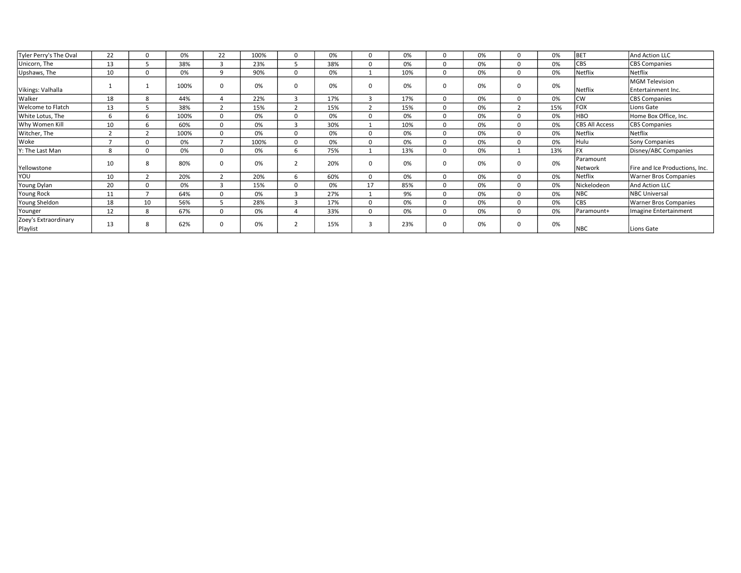| | | | | | | | | | | | | | | |
|---|---|---|---|---|---|---|---|---|---|---|---|---|---|---|
| Tyler Perry's The Oval | 22 | 0 | 0% | 22 | 100% | 0 | 0% | 0 | 0% | 0 | 0% | 0 | 0% | BET | And Action LLC |
| Unicorn, The | 13 | 5 | 38% | 3 | 23% | 5 | 38% | 0 | 0% | 0 | 0% | 0 | 0% | CBS | CBS Companies |
| Upshaws, The | 10 | 0 | 0% | 9 | 90% | 0 | 0% | 1 | 10% | 0 | 0% | 0 | 0% | Netflix | Netflix |
| Vikings: Valhalla | 1 | 1 | 100% | 0 | 0% | 0 | 0% | 0 | 0% | 0 | 0% | 0 | 0% | Netflix | MGM Television Entertainment Inc. |
| Walker | 18 | 8 | 44% | 4 | 22% | 3 | 17% | 3 | 17% | 0 | 0% | 0 | 0% | CW | CBS Companies |
| Welcome to Flatch | 13 | 5 | 38% | 2 | 15% | 2 | 15% | 2 | 15% | 0 | 0% | 2 | 15% | FOX | Lions Gate |
| White Lotus, The | 6 | 6 | 100% | 0 | 0% | 0 | 0% | 0 | 0% | 0 | 0% | 0 | 0% | HBO | Home Box Office, Inc. |
| Why Women Kill | 10 | 6 | 60% | 0 | 0% | 3 | 30% | 1 | 10% | 0 | 0% | 0 | 0% | CBS All Access | CBS Companies |
| Witcher, The | 2 | 2 | 100% | 0 | 0% | 0 | 0% | 0 | 0% | 0 | 0% | 0 | 0% | Netflix | Netflix |
| Woke | 7 | 0 | 0% | 7 | 100% | 0 | 0% | 0 | 0% | 0 | 0% | 0 | 0% | Hulu | Sony Companies |
| Y: The Last Man | 8 | 0 | 0% | 0 | 0% | 6 | 75% | 1 | 13% | 0 | 0% | 1 | 13% | FX | Disney/ABC Companies |
| Yellowstone | 10 | 8 | 80% | 0 | 0% | 2 | 20% | 0 | 0% | 0 | 0% | 0 | 0% | Paramount Network | Fire and Ice Productions, Inc. |
| YOU | 10 | 2 | 20% | 2 | 20% | 6 | 60% | 0 | 0% | 0 | 0% | 0 | 0% | Netflix | Warner Bros Companies |
| Young Dylan | 20 | 0 | 0% | 3 | 15% | 0 | 0% | 17 | 85% | 0 | 0% | 0 | 0% | Nickelodeon | And Action LLC |
| Young Rock | 11 | 7 | 64% | 0 | 0% | 3 | 27% | 1 | 9% | 0 | 0% | 0 | 0% | NBC | NBC Universal |
| Young Sheldon | 18 | 10 | 56% | 5 | 28% | 3 | 17% | 0 | 0% | 0 | 0% | 0 | 0% | CBS | Warner Bros Companies |
| Younger | 12 | 8 | 67% | 0 | 0% | 4 | 33% | 0 | 0% | 0 | 0% | 0 | 0% | Paramount+ | Imagine Entertainment |
| Zoey's Extraordinary Playlist | 13 | 8 | 62% | 0 | 0% | 2 | 15% | 3 | 23% | 0 | 0% | 0 | 0% | NBC | Lions Gate |